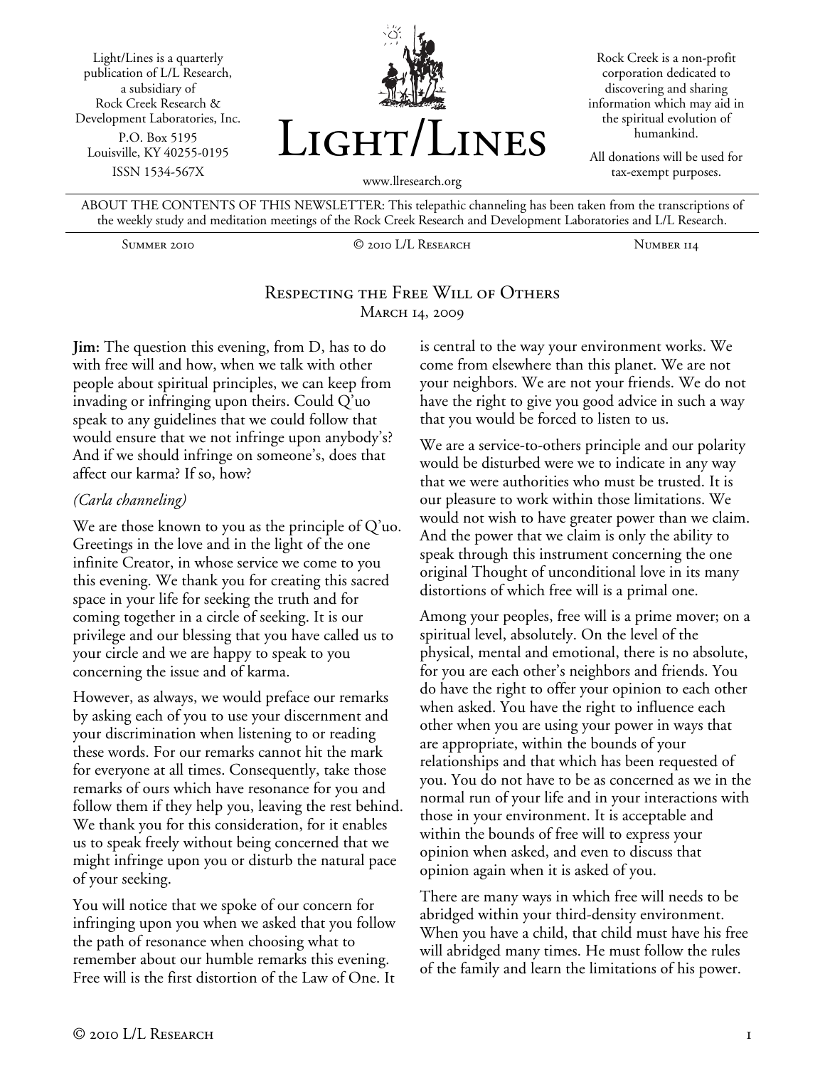Light/Lines is a quarterly publication of L/L Research, a subsidiary of Rock Creek Research & Development Laboratories, Inc.
P.O. Box 5195
Louisville, KY 40255-0195
ISSN 1534-567X

# Light/Lines

www.llresearch.org

Rock Creek is a non-profit corporation dedicated to discovering and sharing information which may aid in the spiritual evolution of humankind.

All donations will be used for tax-exempt purposes.

ABOUT THE CONTENTS OF THIS NEWSLETTER: This telepathic channeling has been taken from the transcriptions of the weekly study and meditation meetings of the Rock Creek Research and Development Laboratories and L/L Research.

Summer 2010 — © 2010 L/L Research — Number 114

## Respecting the Free Will of Others
March 14, 2009

**Jim:** The question this evening, from D, has to do with free will and how, when we talk with other people about spiritual principles, we can keep from invading or infringing upon theirs. Could Q'uo speak to any guidelines that we could follow that would ensure that we not infringe upon anybody's? And if we should infringe on someone's, does that affect our karma? If so, how?

*(Carla channeling)*

We are those known to you as the principle of Q'uo. Greetings in the love and in the light of the one infinite Creator, in whose service we come to you this evening. We thank you for creating this sacred space in your life for seeking the truth and for coming together in a circle of seeking. It is our privilege and our blessing that you have called us to your circle and we are happy to speak to you concerning the issue and of karma.

However, as always, we would preface our remarks by asking each of you to use your discernment and your discrimination when listening to or reading these words. For our remarks cannot hit the mark for everyone at all times. Consequently, take those remarks of ours which have resonance for you and follow them if they help you, leaving the rest behind. We thank you for this consideration, for it enables us to speak freely without being concerned that we might infringe upon you or disturb the natural pace of your seeking.

You will notice that we spoke of our concern for infringing upon you when we asked that you follow the path of resonance when choosing what to remember about our humble remarks this evening. Free will is the first distortion of the Law of One. It is central to the way your environment works. We come from elsewhere than this planet. We are not your neighbors. We are not your friends. We do not have the right to give you good advice in such a way that you would be forced to listen to us.

We are a service-to-others principle and our polarity would be disturbed were we to indicate in any way that we were authorities who must be trusted. It is our pleasure to work within those limitations. We would not wish to have greater power than we claim. And the power that we claim is only the ability to speak through this instrument concerning the one original Thought of unconditional love in its many distortions of which free will is a primal one.

Among your peoples, free will is a prime mover; on a spiritual level, absolutely. On the level of the physical, mental and emotional, there is no absolute, for you are each other's neighbors and friends. You do have the right to offer your opinion to each other when asked. You have the right to influence each other when you are using your power in ways that are appropriate, within the bounds of your relationships and that which has been requested of you. You do not have to be as concerned as we in the normal run of your life and in your interactions with those in your environment. It is acceptable and within the bounds of free will to express your opinion when asked, and even to discuss that opinion again when it is asked of you.

There are many ways in which free will needs to be abridged within your third-density environment. When you have a child, that child must have his free will abridged many times. He must follow the rules of the family and learn the limitations of his power.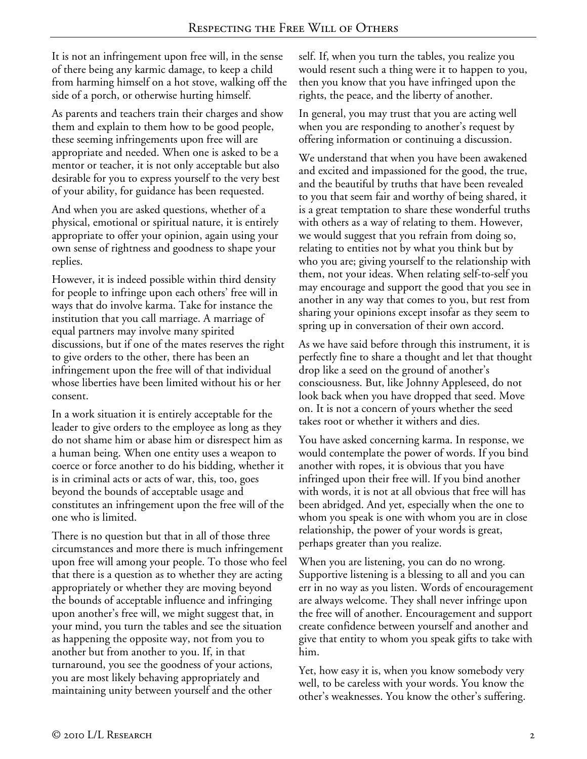It is not an infringement upon free will, in the sense of there being any karmic damage, to keep a child from harming himself on a hot stove, walking off the side of a porch, or otherwise hurting himself.

As parents and teachers train their charges and show them and explain to them how to be good people, these seeming infringements upon free will are appropriate and needed. When one is asked to be a mentor or teacher, it is not only acceptable but also desirable for you to express yourself to the very best of your ability, for guidance has been requested.

And when you are asked questions, whether of a physical, emotional or spiritual nature, it is entirely appropriate to offer your opinion, again using your own sense of rightness and goodness to shape your replies.

However, it is indeed possible within third density for people to infringe upon each others' free will in ways that do involve karma. Take for instance the institution that you call marriage. A marriage of equal partners may involve many spirited discussions, but if one of the mates reserves the right to give orders to the other, there has been an infringement upon the free will of that individual whose liberties have been limited without his or her consent.

In a work situation it is entirely acceptable for the leader to give orders to the employee as long as they do not shame him or abase him or disrespect him as a human being. When one entity uses a weapon to coerce or force another to do his bidding, whether it is in criminal acts or acts of war, this, too, goes beyond the bounds of acceptable usage and constitutes an infringement upon the free will of the one who is limited.

There is no question but that in all of those three circumstances and more there is much infringement upon free will among your people. To those who feel that there is a question as to whether they are acting appropriately or whether they are moving beyond the bounds of acceptable influence and infringing upon another's free will, we might suggest that, in your mind, you turn the tables and see the situation as happening the opposite way, not from you to another but from another to you. If, in that turnaround, you see the goodness of your actions, you are most likely behaving appropriately and maintaining unity between yourself and the other self. If, when you turn the tables, you realize you would resent such a thing were it to happen to you, then you know that you have infringed upon the rights, the peace, and the liberty of another.

In general, you may trust that you are acting well when you are responding to another's request by offering information or continuing a discussion.

We understand that when you have been awakened and excited and impassioned for the good, the true, and the beautiful by truths that have been revealed to you that seem fair and worthy of being shared, it is a great temptation to share these wonderful truths with others as a way of relating to them. However, we would suggest that you refrain from doing so, relating to entities not by what you think but by who you are; giving yourself to the relationship with them, not your ideas. When relating self-to-self you may encourage and support the good that you see in another in any way that comes to you, but rest from sharing your opinions except insofar as they seem to spring up in conversation of their own accord.

As we have said before through this instrument, it is perfectly fine to share a thought and let that thought drop like a seed on the ground of another's consciousness. But, like Johnny Appleseed, do not look back when you have dropped that seed. Move on. It is not a concern of yours whether the seed takes root or whether it withers and dies.

You have asked concerning karma. In response, we would contemplate the power of words. If you bind another with ropes, it is obvious that you have infringed upon their free will. If you bind another with words, it is not at all obvious that free will has been abridged. And yet, especially when the one to whom you speak is one with whom you are in close relationship, the power of your words is great, perhaps greater than you realize.

When you are listening, you can do no wrong. Supportive listening is a blessing to all and you can err in no way as you listen. Words of encouragement are always welcome. They shall never infringe upon the free will of another. Encouragement and support create confidence between yourself and another and give that entity to whom you speak gifts to take with him.

Yet, how easy it is, when you know somebody very well, to be careless with your words. You know the other's weaknesses. You know the other's suffering.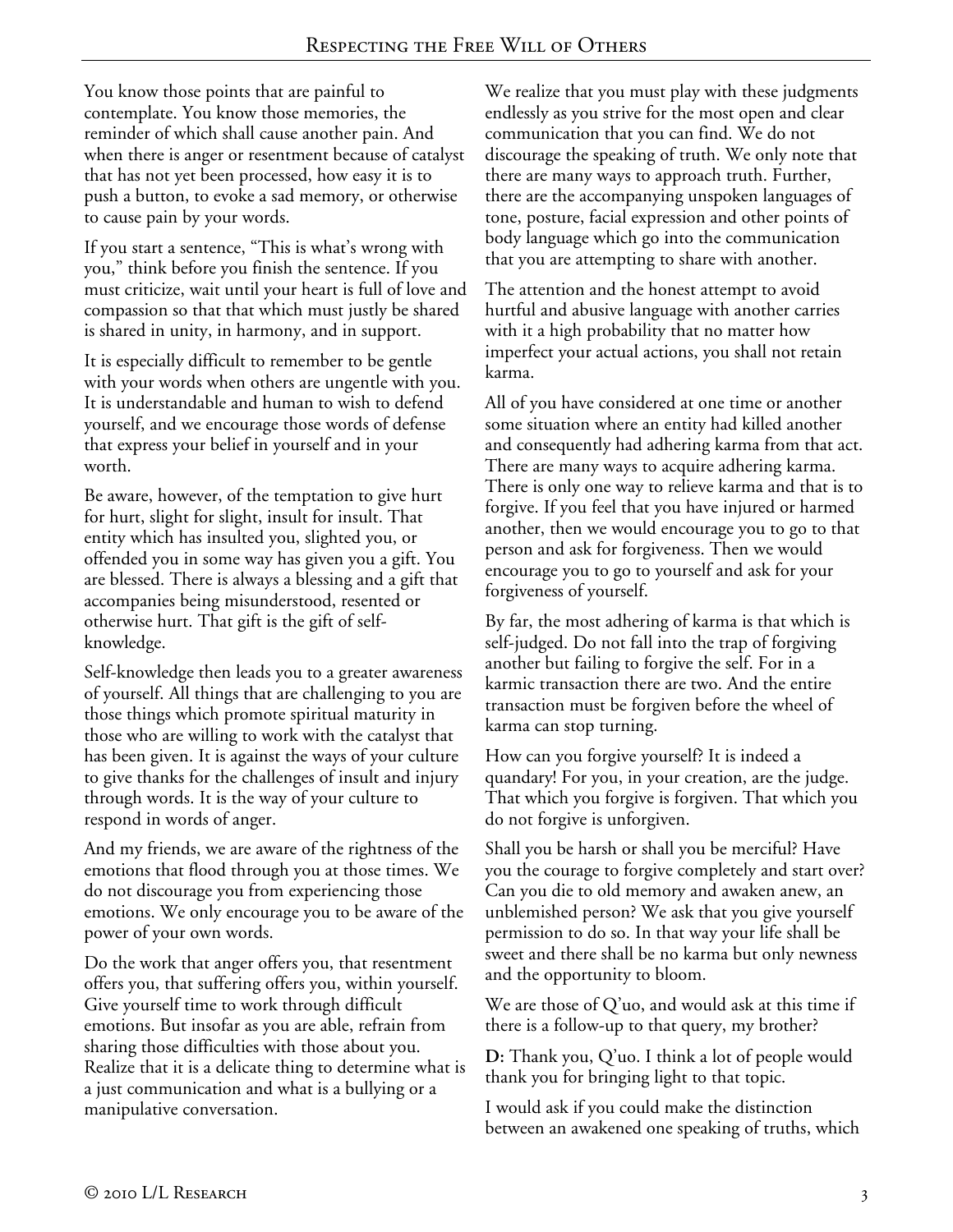You know those points that are painful to contemplate. You know those memories, the reminder of which shall cause another pain. And when there is anger or resentment because of catalyst that has not yet been processed, how easy it is to push a button, to evoke a sad memory, or otherwise to cause pain by your words.

If you start a sentence, "This is what's wrong with you," think before you finish the sentence. If you must criticize, wait until your heart is full of love and compassion so that that which must justly be shared is shared in unity, in harmony, and in support.

It is especially difficult to remember to be gentle with your words when others are ungentle with you. It is understandable and human to wish to defend yourself, and we encourage those words of defense that express your belief in yourself and in your worth.

Be aware, however, of the temptation to give hurt for hurt, slight for slight, insult for insult. That entity which has insulted you, slighted you, or offended you in some way has given you a gift. You are blessed. There is always a blessing and a gift that accompanies being misunderstood, resented or otherwise hurt. That gift is the gift of self-knowledge.

Self-knowledge then leads you to a greater awareness of yourself. All things that are challenging to you are those things which promote spiritual maturity in those who are willing to work with the catalyst that has been given. It is against the ways of your culture to give thanks for the challenges of insult and injury through words. It is the way of your culture to respond in words of anger.

And my friends, we are aware of the rightness of the emotions that flood through you at those times. We do not discourage you from experiencing those emotions. We only encourage you to be aware of the power of your own words.

Do the work that anger offers you, that resentment offers you, that suffering offers you, within yourself. Give yourself time to work through difficult emotions. But insofar as you are able, refrain from sharing those difficulties with those about you. Realize that it is a delicate thing to determine what is a just communication and what is a bullying or a manipulative conversation.

We realize that you must play with these judgments endlessly as you strive for the most open and clear communication that you can find. We do not discourage the speaking of truth. We only note that there are many ways to approach truth. Further, there are the accompanying unspoken languages of tone, posture, facial expression and other points of body language which go into the communication that you are attempting to share with another.

The attention and the honest attempt to avoid hurtful and abusive language with another carries with it a high probability that no matter how imperfect your actual actions, you shall not retain karma.

All of you have considered at one time or another some situation where an entity had killed another and consequently had adhering karma from that act. There are many ways to acquire adhering karma. There is only one way to relieve karma and that is to forgive. If you feel that you have injured or harmed another, then we would encourage you to go to that person and ask for forgiveness. Then we would encourage you to go to yourself and ask for your forgiveness of yourself.

By far, the most adhering of karma is that which is self-judged. Do not fall into the trap of forgiving another but failing to forgive the self. For in a karmic transaction there are two. And the entire transaction must be forgiven before the wheel of karma can stop turning.

How can you forgive yourself? It is indeed a quandary! For you, in your creation, are the judge. That which you forgive is forgiven. That which you do not forgive is unforgiven.

Shall you be harsh or shall you be merciful? Have you the courage to forgive completely and start over? Can you die to old memory and awaken anew, an unblemished person? We ask that you give yourself permission to do so. In that way your life shall be sweet and there shall be no karma but only newness and the opportunity to bloom.

We are those of Q'uo, and would ask at this time if there is a follow-up to that query, my brother?

**D:** Thank you, Q'uo. I think a lot of people would thank you for bringing light to that topic.

I would ask if you could make the distinction between an awakened one speaking of truths, which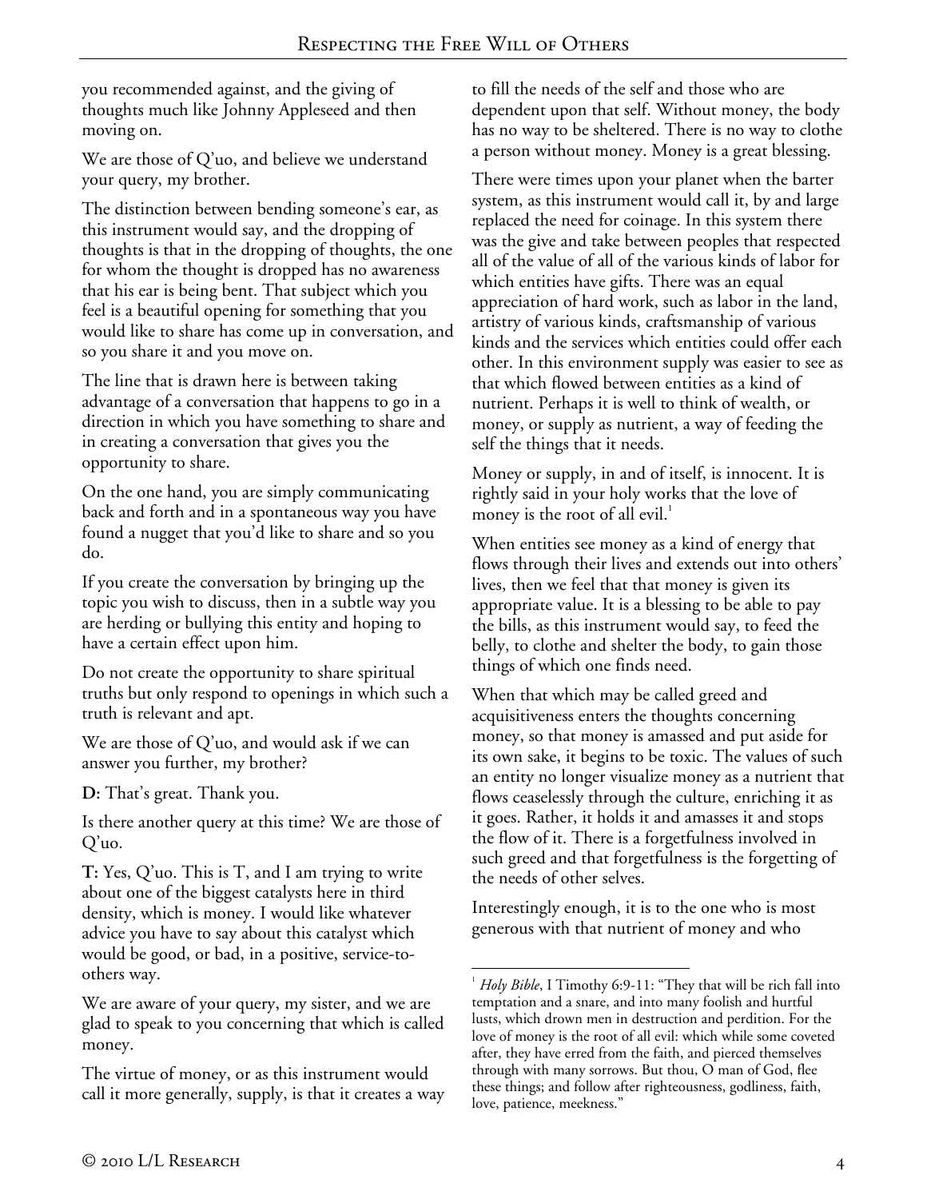you recommended against, and the giving of thoughts much like Johnny Appleseed and then moving on.

We are those of Q'uo, and believe we understand your query, my brother.

The distinction between bending someone's ear, as this instrument would say, and the dropping of thoughts is that in the dropping of thoughts, the one for whom the thought is dropped has no awareness that his ear is being bent. That subject which you feel is a beautiful opening for something that you would like to share has come up in conversation, and so you share it and you move on.

The line that is drawn here is between taking advantage of a conversation that happens to go in a direction in which you have something to share and in creating a conversation that gives you the opportunity to share.

On the one hand, you are simply communicating back and forth and in a spontaneous way you have found a nugget that you'd like to share and so you do.

If you create the conversation by bringing up the topic you wish to discuss, then in a subtle way you are herding or bullying this entity and hoping to have a certain effect upon him.

Do not create the opportunity to share spiritual truths but only respond to openings in which such a truth is relevant and apt.

We are those of Q'uo, and would ask if we can answer you further, my brother?

**D:** That's great. Thank you.

Is there another query at this time? We are those of Q'uo.

**T:** Yes, Q'uo. This is T, and I am trying to write about one of the biggest catalysts here in third density, which is money. I would like whatever advice you have to say about this catalyst which would be good, or bad, in a positive, service-to-others way.

We are aware of your query, my sister, and we are glad to speak to you concerning that which is called money.

The virtue of money, or as this instrument would call it more generally, supply, is that it creates a way to fill the needs of the self and those who are dependent upon that self. Without money, the body has no way to be sheltered. There is no way to clothe a person without money. Money is a great blessing.

There were times upon your planet when the barter system, as this instrument would call it, by and large replaced the need for coinage. In this system there was the give and take between peoples that respected all of the value of all of the various kinds of labor for which entities have gifts. There was an equal appreciation of hard work, such as labor in the land, artistry of various kinds, craftsmanship of various kinds and the services which entities could offer each other. In this environment supply was easier to see as that which flowed between entities as a kind of nutrient. Perhaps it is well to think of wealth, or money, or supply as nutrient, a way of feeding the self the things that it needs.

Money or supply, in and of itself, is innocent. It is rightly said in your holy works that the love of money is the root of all evil.[1]

When entities see money as a kind of energy that flows through their lives and extends out into others' lives, then we feel that that money is given its appropriate value. It is a blessing to be able to pay the bills, as this instrument would say, to feed the belly, to clothe and shelter the body, to gain those things of which one finds need.

When that which may be called greed and acquisitiveness enters the thoughts concerning money, so that money is amassed and put aside for its own sake, it begins to be toxic. The values of such an entity no longer visualize money as a nutrient that flows ceaselessly through the culture, enriching it as it goes. Rather, it holds it and amasses it and stops the flow of it. There is a forgetfulness involved in such greed and that forgetfulness is the forgetting of the needs of other selves.

Interestingly enough, it is to the one who is most generous with that nutrient of money and who

---

[1] *Holy Bible*, I Timothy 6:9-11: "They that will be rich fall into temptation and a snare, and into many foolish and hurtful lusts, which drown men in destruction and perdition. For the love of money is the root of all evil: which while some coveted after, they have erred from the faith, and pierced themselves through with many sorrows. But thou, O man of God, flee these things; and follow after righteousness, godliness, faith, love, patience, meekness."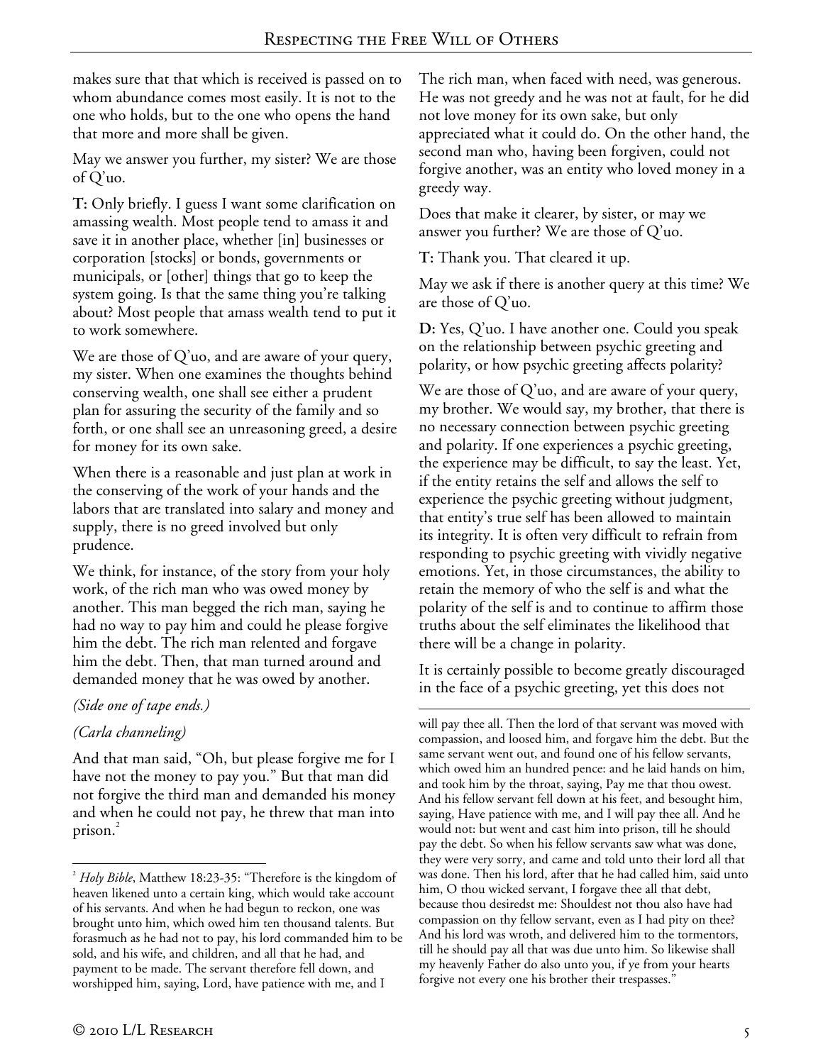makes sure that that which is received is passed on to whom abundance comes most easily. It is not to the one who holds, but to the one who opens the hand that more and more shall be given.

May we answer you further, my sister? We are those of Q'uo.

**T:** Only briefly. I guess I want some clarification on amassing wealth. Most people tend to amass it and save it in another place, whether [in] businesses or corporation [stocks] or bonds, governments or municipals, or [other] things that go to keep the system going. Is that the same thing you're talking about? Most people that amass wealth tend to put it to work somewhere.

We are those of Q'uo, and are aware of your query, my sister. When one examines the thoughts behind conserving wealth, one shall see either a prudent plan for assuring the security of the family and so forth, or one shall see an unreasoning greed, a desire for money for its own sake.

When there is a reasonable and just plan at work in the conserving of the work of your hands and the labors that are translated into salary and money and supply, there is no greed involved but only prudence.

We think, for instance, of the story from your holy work, of the rich man who was owed money by another. This man begged the rich man, saying he had no way to pay him and could he please forgive him the debt. The rich man relented and forgave him the debt. Then, that man turned around and demanded money that he was owed by another.

*(Side one of tape ends.)*

*(Carla channeling)*

And that man said, "Oh, but please forgive me for I have not the money to pay you." But that man did not forgive the third man and demanded his money and when he could not pay, he threw that man into prison.[2]

The rich man, when faced with need, was generous. He was not greedy and he was not at fault, for he did not love money for its own sake, but only appreciated what it could do. On the other hand, the second man who, having been forgiven, could not forgive another, was an entity who loved money in a greedy way.

Does that make it clearer, by sister, or may we answer you further? We are those of Q'uo.

**T:** Thank you. That cleared it up.

May we ask if there is another query at this time? We are those of Q'uo.

**D:** Yes, Q'uo. I have another one. Could you speak on the relationship between psychic greeting and polarity, or how psychic greeting affects polarity?

We are those of Q'uo, and are aware of your query, my brother. We would say, my brother, that there is no necessary connection between psychic greeting and polarity. If one experiences a psychic greeting, the experience may be difficult, to say the least. Yet, if the entity retains the self and allows the self to experience the psychic greeting without judgment, that entity's true self has been allowed to maintain its integrity. It is often very difficult to refrain from responding to psychic greeting with vividly negative emotions. Yet, in those circumstances, the ability to retain the memory of who the self is and what the polarity of the self is and to continue to affirm those truths about the self eliminates the likelihood that there will be a change in polarity.

It is certainly possible to become greatly discouraged in the face of a psychic greeting, yet this does not

---

[2] *Holy Bible*, Matthew 18:23-35: "Therefore is the kingdom of heaven likened unto a certain king, which would take account of his servants. And when he had begun to reckon, one was brought unto him, which owed him ten thousand talents. But forasmuch as he had not to pay, his lord commanded him to be sold, and his wife, and children, and all that he had, and payment to be made. The servant therefore fell down, and worshipped him, saying, Lord, have patience with me, and I will pay thee all. Then the lord of that servant was moved with compassion, and loosed him, and forgave him the debt. But the same servant went out, and found one of his fellow servants, which owed him an hundred pence: and he laid hands on him, and took him by the throat, saying, Pay me that thou owest. And his fellow servant fell down at his feet, and besought him, saying, Have patience with me, and I will pay thee all. And he would not: but went and cast him into prison, till he should pay the debt. So when his fellow servants saw what was done, they were very sorry, and came and told unto their lord all that was done. Then his lord, after that he had called him, said unto him, O thou wicked servant, I forgave thee all that debt, because thou desiredst me: Shouldest not thou also have had compassion on thy fellow servant, even as I had pity on thee? And his lord was wroth, and delivered him to the tormentors, till he should pay all that was due unto him. So likewise shall my heavenly Father do also unto you, if ye from your hearts forgive not every one his brother their trespasses."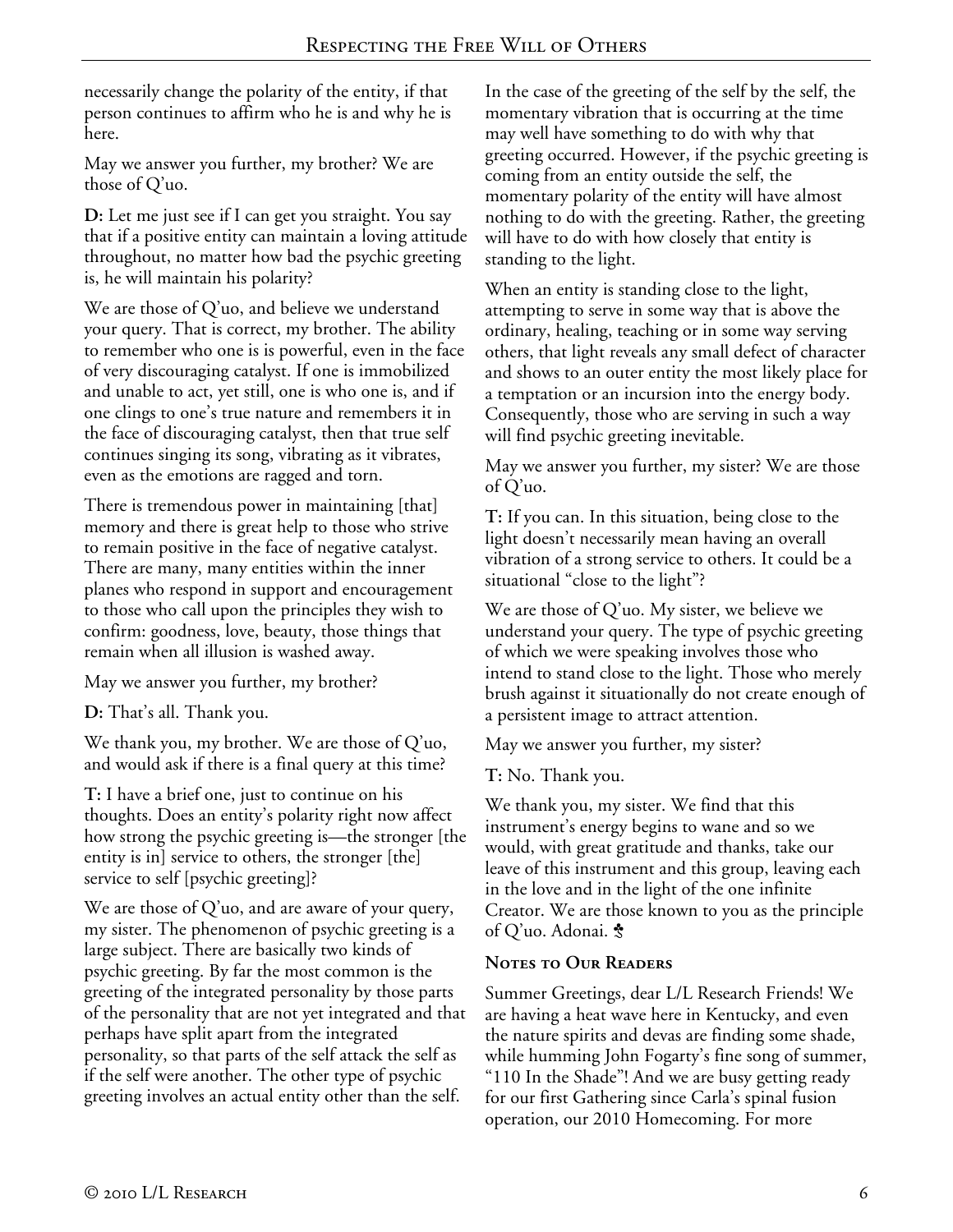necessarily change the polarity of the entity, if that person continues to affirm who he is and why he is here.

May we answer you further, my brother? We are those of Q'uo.

**D:** Let me just see if I can get you straight. You say that if a positive entity can maintain a loving attitude throughout, no matter how bad the psychic greeting is, he will maintain his polarity?

We are those of Q'uo, and believe we understand your query. That is correct, my brother. The ability to remember who one is is powerful, even in the face of very discouraging catalyst. If one is immobilized and unable to act, yet still, one is who one is, and if one clings to one's true nature and remembers it in the face of discouraging catalyst, then that true self continues singing its song, vibrating as it vibrates, even as the emotions are ragged and torn.

There is tremendous power in maintaining [that] memory and there is great help to those who strive to remain positive in the face of negative catalyst. There are many, many entities within the inner planes who respond in support and encouragement to those who call upon the principles they wish to confirm: goodness, love, beauty, those things that remain when all illusion is washed away.

May we answer you further, my brother?

**D:** That's all. Thank you.

We thank you, my brother. We are those of Q'uo, and would ask if there is a final query at this time?

**T:** I have a brief one, just to continue on his thoughts. Does an entity's polarity right now affect how strong the psychic greeting is—the stronger [the entity is in] service to others, the stronger [the] service to self [psychic greeting]?

We are those of Q'uo, and are aware of your query, my sister. The phenomenon of psychic greeting is a large subject. There are basically two kinds of psychic greeting. By far the most common is the greeting of the integrated personality by those parts of the personality that are not yet integrated and that perhaps have split apart from the integrated personality, so that parts of the self attack the self as if the self were another. The other type of psychic greeting involves an actual entity other than the self.

In the case of the greeting of the self by the self, the momentary vibration that is occurring at the time may well have something to do with why that greeting occurred. However, if the psychic greeting is coming from an entity outside the self, the momentary polarity of the entity will have almost nothing to do with the greeting. Rather, the greeting will have to do with how closely that entity is standing to the light.

When an entity is standing close to the light, attempting to serve in some way that is above the ordinary, healing, teaching or in some way serving others, that light reveals any small defect of character and shows to an outer entity the most likely place for a temptation or an incursion into the energy body. Consequently, those who are serving in such a way will find psychic greeting inevitable.

May we answer you further, my sister? We are those of Q'uo.

**T:** If you can. In this situation, being close to the light doesn't necessarily mean having an overall vibration of a strong service to others. It could be a situational "close to the light"?

We are those of Q'uo. My sister, we believe we understand your query. The type of psychic greeting of which we were speaking involves those who intend to stand close to the light. Those who merely brush against it situationally do not create enough of a persistent image to attract attention.

May we answer you further, my sister?

**T:** No. Thank you.

We thank you, my sister. We find that this instrument's energy begins to wane and so we would, with great gratitude and thanks, take our leave of this instrument and this group, leaving each in the love and in the light of the one infinite Creator. We are those known to you as the principle of Q'uo. Adonai. ♣

### Notes to Our Readers

Summer Greetings, dear L/L Research Friends! We are having a heat wave here in Kentucky, and even the nature spirits and devas are finding some shade, while humming John Fogarty's fine song of summer, "110 In the Shade"! And we are busy getting ready for our first Gathering since Carla's spinal fusion operation, our 2010 Homecoming. For more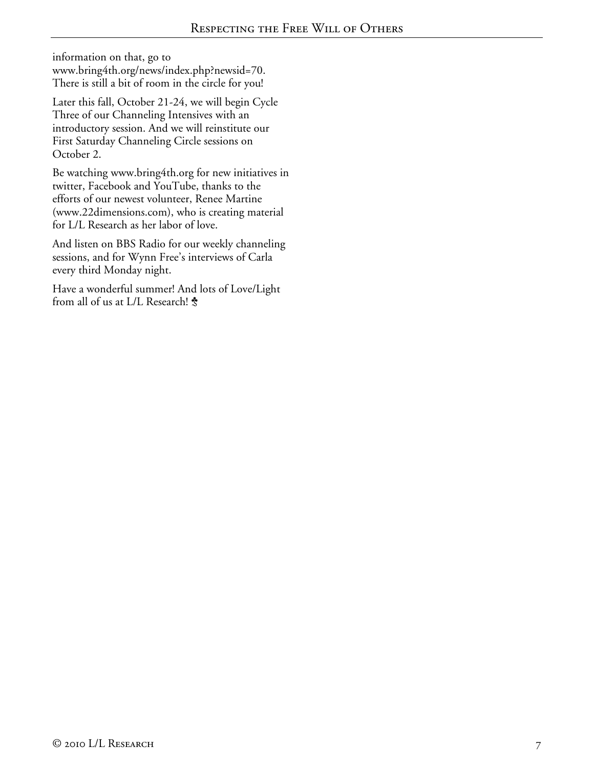information on that, go to www.bring4th.org/news/index.php?newsid=70. There is still a bit of room in the circle for you!

Later this fall, October 21-24, we will begin Cycle Three of our Channeling Intensives with an introductory session. And we will reinstitute our First Saturday Channeling Circle sessions on October 2.

Be watching www.bring4th.org for new initiatives in twitter, Facebook and YouTube, thanks to the efforts of our newest volunteer, Renee Martine (www.22dimensions.com), who is creating material for L/L Research as her labor of love.

And listen on BBS Radio for our weekly channeling sessions, and for Wynn Free's interviews of Carla every third Monday night.

Have a wonderful summer! And lots of Love/Light from all of us at L/L Research! ♣